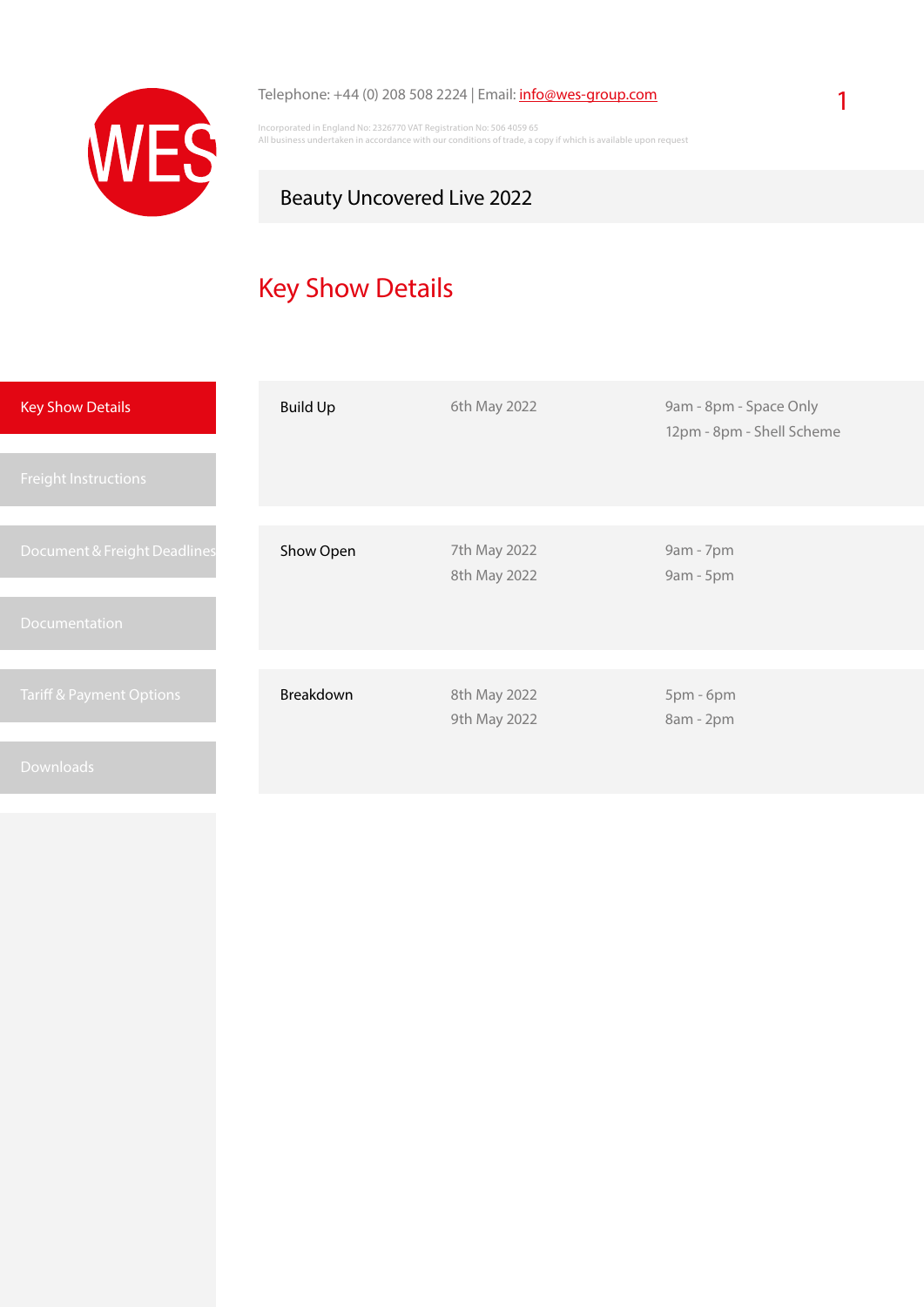Telephone: +44 (0) 208 508 2224 | Email: info@wes-group.com

Incorporated in England No: 2326770 VAT Registration No: 506 4059 65
All business undertaken in accordance with our conditions of trade, a copy if which is available upon request

Beauty Uncovered Live 2022

# Key Show Details

- Key Show Details
- Freight Instructions
- Document & Freight Deadlines
- Documentation
- Tariff & Payment Options
- Downloads

| | | |
|---|---|---|
| Build Up | 6th May 2022 | 9am - 8pm - Space Only<br>12pm - 8pm - Shell Scheme |
| Show Open | 7th May 2022<br>8th May 2022 | 9am - 7pm<br>9am - 5pm |
| Breakdown | 8th May 2022<br>9th May 2022 | 5pm - 6pm<br>8am - 2pm |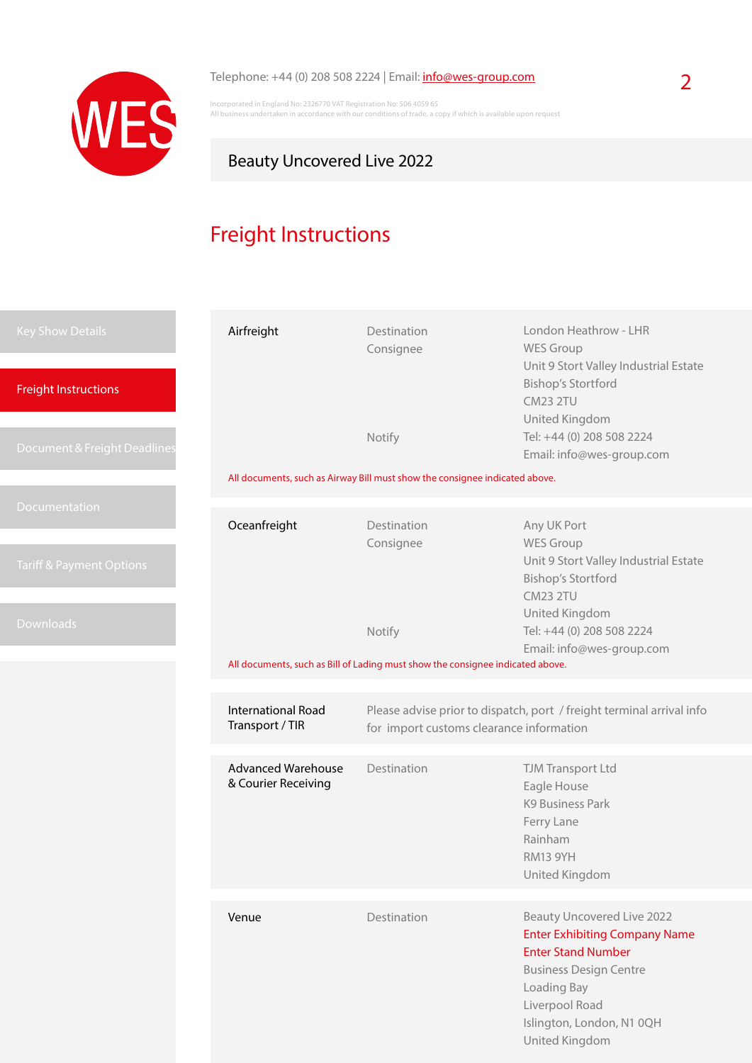Telephone: +44 (0) 208 508 2224 | Email: info@wes-group.com

Incorporated in England No: 2326770 VAT Registration No: 506 4059 65
All business undertaken in accordance with our conditions of trade, a copy if which is available upon request

Beauty Uncovered Live 2022

# Freight Instructions

- Key Show Details
- Freight Instructions
- Document & Freight Deadlines
- Documentation
- Tariff & Payment Options
- Downloads

## Airfreight

| | |
|---|---|
| Destination | London Heathrow - LHR |
| Consignee | WES Group<br>Unit 9 Stort Valley Industrial Estate<br>Bishop's Stortford<br>CM23 2TU<br>United Kingdom |
| Notify | Tel: +44 (0) 208 508 2224<br>Email: info@wes-group.com |

All documents, such as Airway Bill must show the consignee indicated above.

## Oceanfreight

| | |
|---|---|
| Destination | Any UK Port |
| Consignee | WES Group<br>Unit 9 Stort Valley Industrial Estate<br>Bishop's Stortford<br>CM23 2TU<br>United Kingdom |
| Notify | Tel: +44 (0) 208 508 2224<br>Email: info@wes-group.com |

All documents, such as Bill of Lading must show the consignee indicated above.

## International Road Transport / TIR

Please advise prior to dispatch, port / freight terminal arrival info for import customs clearance information

## Advanced Warehouse & Courier Receiving

| | |
|---|---|
| Destination | TJM Transport Ltd<br>Eagle House<br>K9 Business Park<br>Ferry Lane<br>Rainham<br>RM13 9YH<br>United Kingdom |

## Venue

| | |
|---|---|
| Destination | Beauty Uncovered Live 2022<br>Enter Exhibiting Company Name<br>Enter Stand Number<br>Business Design Centre<br>Loading Bay<br>Liverpool Road<br>Islington, London, N1 0QH<br>United Kingdom |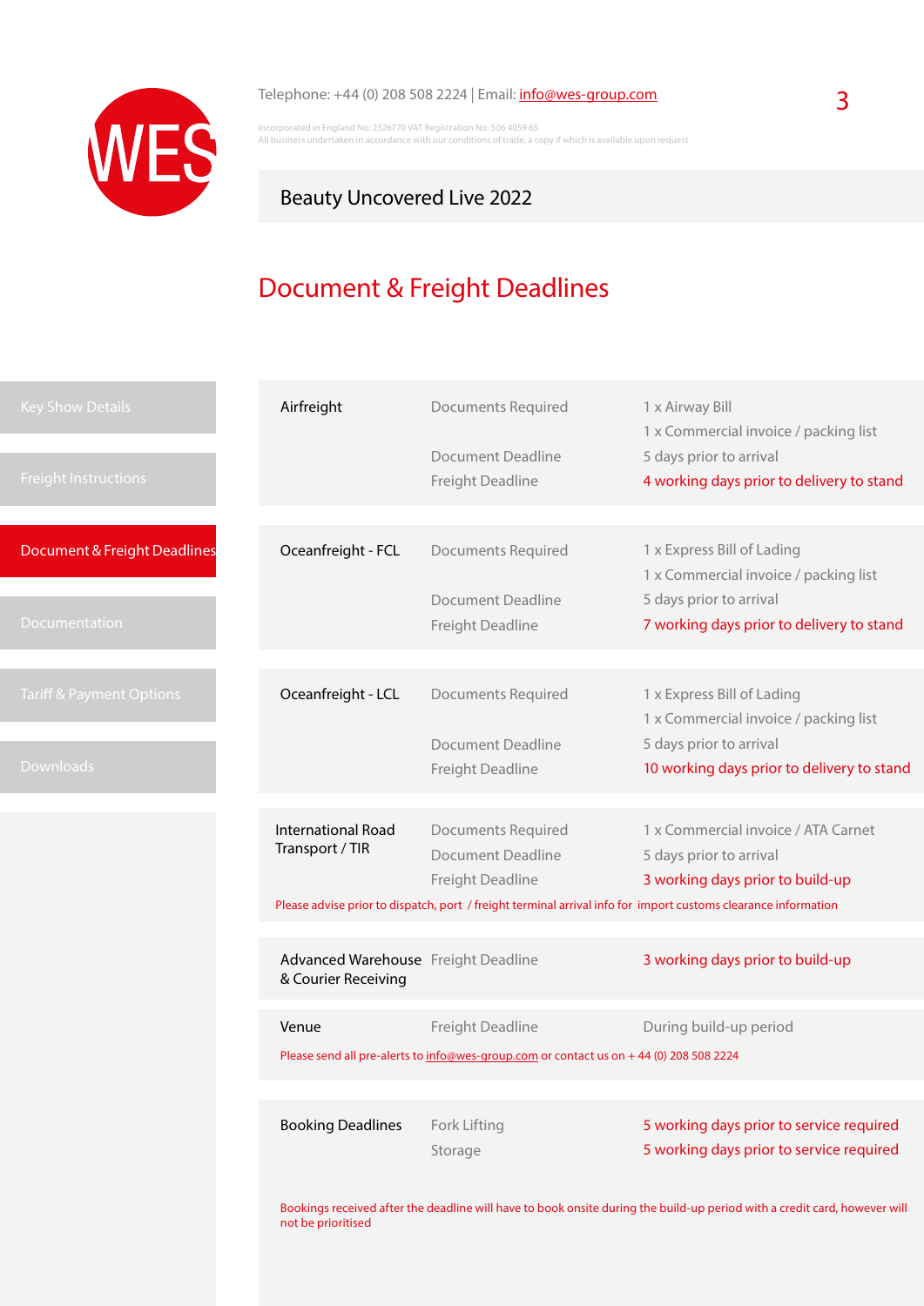Telephone: +44 (0) 208 508 2224 | Email: info@wes-group.com

Incorporated in England No: 2326770 VAT Registration No: 506 4059 65
All business undertaken in accordance with our conditions of trade, a copy if which is available upon request

Beauty Uncovered Live 2022

# Document & Freight Deadlines

- Key Show Details
- Freight Instructions
- Document & Freight Deadlines
- Documentation
- Tariff & Payment Options
- Downloads

| | | |
|---|---|---|
| **Airfreight** | Documents Required | 1 x Airway Bill<br>1 x Commercial invoice / packing list |
| | Document Deadline | 5 days prior to arrival |
| | Freight Deadline | 4 working days prior to delivery to stand |

| | | |
|---|---|---|
| **Oceanfreight - FCL** | Documents Required | 1 x Express Bill of Lading<br>1 x Commercial invoice / packing list |
| | Document Deadline | 5 days prior to arrival |
| | Freight Deadline | 7 working days prior to delivery to stand |

| | | |
|---|---|---|
| **Oceanfreight - LCL** | Documents Required | 1 x Express Bill of Lading<br>1 x Commercial invoice / packing list |
| | Document Deadline | 5 days prior to arrival |
| | Freight Deadline | 10 working days prior to delivery to stand |

| | | |
|---|---|---|
| **International Road Transport / TIR** | Documents Required | 1 x Commercial invoice / ATA Carnet |
| | Document Deadline | 5 days prior to arrival |
| | Freight Deadline | 3 working days prior to build-up |

Please advise prior to dispatch, port / freight terminal arrival info for import customs clearance information

| | | |
|---|---|---|
| **Advanced Warehouse & Courier Receiving** | Freight Deadline | 3 working days prior to build-up |

| | | |
|---|---|---|
| **Venue** | Freight Deadline | During build-up period |

Please send all pre-alerts to info@wes-group.com or contact us on + 44 (0) 208 508 2224

| | | |
|---|---|---|
| **Booking Deadlines** | Fork Lifting | 5 working days prior to service required |
| | Storage | 5 working days prior to service required |

Bookings received after the deadline will have to book onsite during the build-up period with a credit card, however will not be prioritised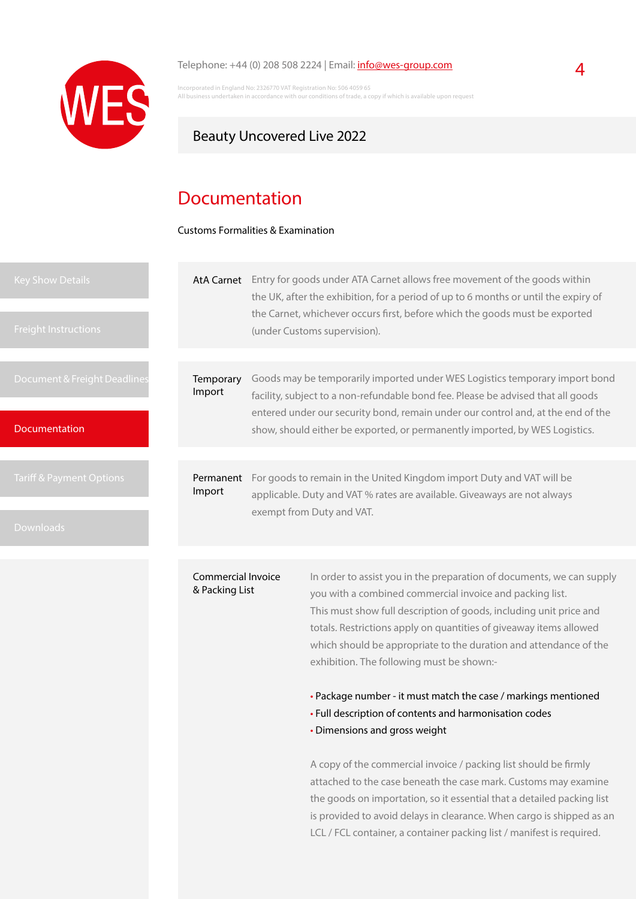# Documentation

Customs Formalities & Examination

**AtA Carnet**

Entry for goods under ATA Carnet allows free movement of the goods within the UK, after the exhibition, for a period of up to 6 months or until the expiry of the Carnet, whichever occurs first, before which the goods must be exported (under Customs supervision).

**Temporary Import**

Goods may be temporarily imported under WES Logistics temporary import bond facility, subject to a non-refundable bond fee. Please be advised that all goods entered under our security bond, remain under our control and, at the end of the show, should either be exported, or permanently imported, by WES Logistics.

**Permanent Import**

For goods to remain in the United Kingdom import Duty and VAT will be applicable. Duty and VAT % rates are available. Giveaways are not always exempt from Duty and VAT.

**Commercial Invoice & Packing List**

In order to assist you in the preparation of documents, we can supply you with a combined commercial invoice and packing list. This must show full description of goods, including unit price and totals. Restrictions apply on quantities of giveaway items allowed which should be appropriate to the duration and attendance of the exhibition. The following must be shown:-

- Package number - it must match the case / markings mentioned
- Full description of contents and harmonisation codes
- Dimensions and gross weight

A copy of the commercial invoice / packing list should be firmly attached to the case beneath the case mark. Customs may examine the goods on importation, so it essential that a detailed packing list is provided to avoid delays in clearance. When cargo is shipped as an LCL / FCL container, a container packing list / manifest is required.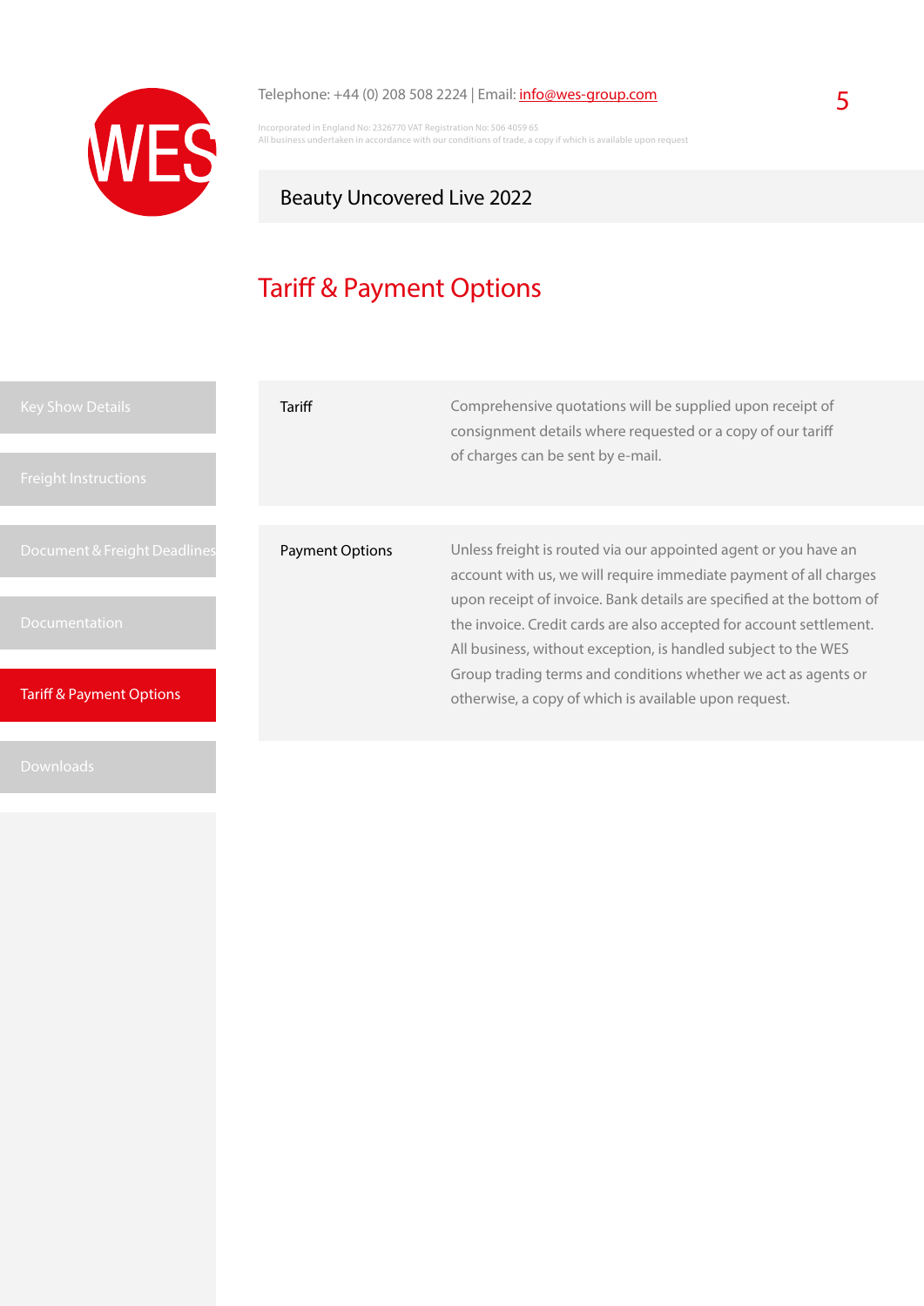Telephone: +44 (0) 208 508 2224 | Email: info@wes-group.com

Incorporated in England No: 2326770 VAT Registration No: 506 4059 65
All business undertaken in accordance with our conditions of trade, a copy if which is available upon request

Beauty Uncovered Live 2022

# Tariff & Payment Options

- Key Show Details
- Freight Instructions
- Document & Freight Deadlines
- Documentation
- Tariff & Payment Options
- Downloads

| | |
|---|---|
| Tariff | Comprehensive quotations will be supplied upon receipt of consignment details where requested or a copy of our tariff of charges can be sent by e-mail. |
| Payment Options | Unless freight is routed via our appointed agent or you have an account with us, we will require immediate payment of all charges upon receipt of invoice. Bank details are specified at the bottom of the invoice. Credit cards are also accepted for account settlement. All business, without exception, is handled subject to the WES Group trading terms and conditions whether we act as agents or otherwise, a copy of which is available upon request. |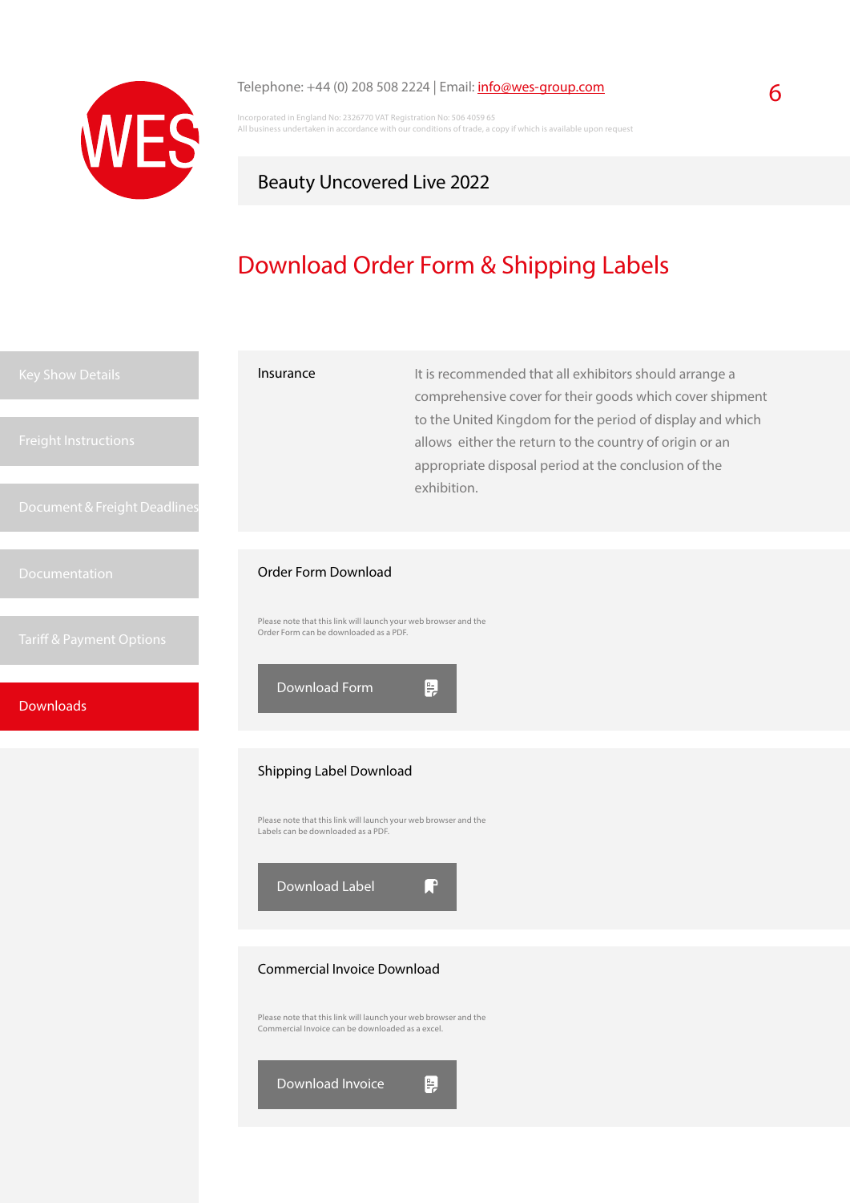Telephone: +44 (0) 208 508 2224 | Email: info@wes-group.com

Incorporated in England No: 2326770 VAT Registration No: 506 4059 65
All business undertaken in accordance with our conditions of trade, a copy if which is available upon request

Beauty Uncovered Live 2022

# Download Order Form & Shipping Labels

- Key Show Details
- Freight Instructions
- Document & Freight Deadlines
- Documentation
- Tariff & Payment Options
- Downloads

## Insurance

It is recommended that all exhibitors should arrange a comprehensive cover for their goods which cover shipment to the United Kingdom for the period of display and which allows either the return to the country of origin or an appropriate disposal period at the conclusion of the exhibition.

## Order Form Download

Please note that this link will launch your web browser and the Order Form can be downloaded as a PDF.

Download Form

## Shipping Label Download

Please note that this link will launch your web browser and the Labels can be downloaded as a PDF.

Download Label

## Commercial Invoice Download

Please note that this link will launch your web browser and the Commercial Invoice can be downloaded as a excel.

Download Invoice